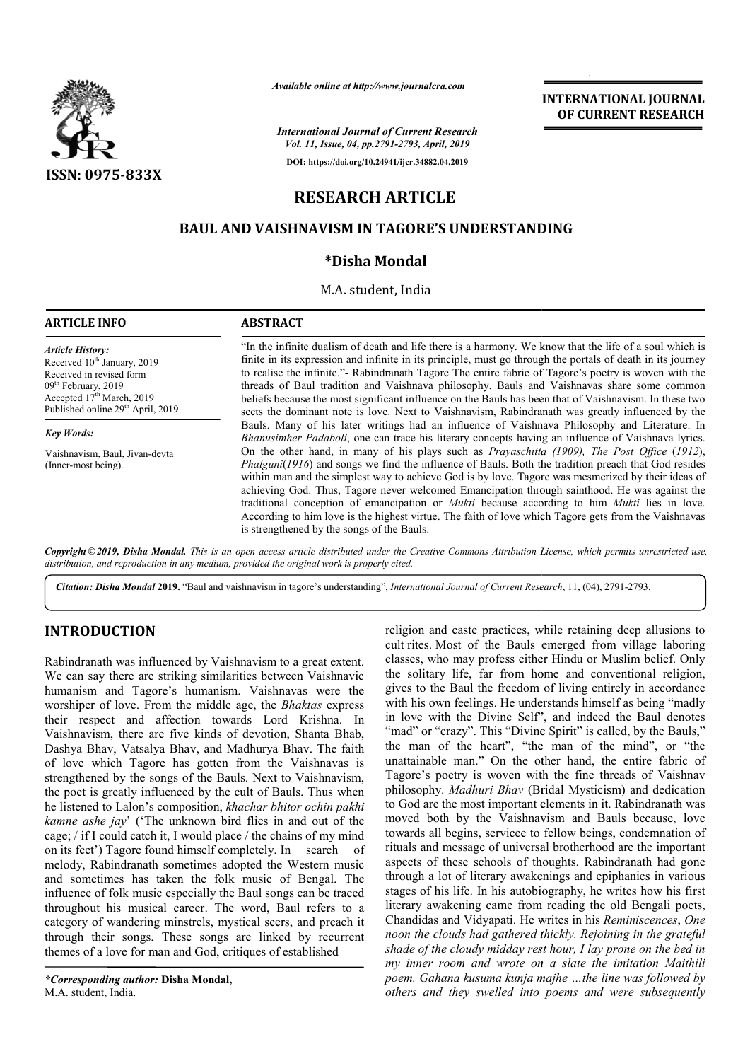# RESEARCH ARTICLE

## BAUL AND VAISHNAVISM IN TAGORE'S UNDERSTANDING

**\*Disha Mondal**

M.A. student, India

### ARTICLE INFO

*Article History:*
Received 10th January, 2019
Received in revised form
09th February, 2019
Accepted 17th March, 2019
Published online 29th April, 2019

*Key Words:*
Vaishnavism, Baul, Jivan-devta (Inner-most being).

### ABSTRACT

"In the infinite dualism of death and life there is a harmony. We know that the life of a soul which is finite in its expression and infinite in its principle, must go through the portals of death in its journey to realise the infinite."- Rabindranath Tagore The entire fabric of Tagore's poetry is woven with the threads of Baul tradition and Vaishnava philosophy. Bauls and Vaishnavas share some common beliefs because the most significant influence on the Bauls has been that of Vaishnavism. In these two sects the dominant note is love. Next to Vaishnavism, Rabindranath was greatly influenced by the Bauls. Many of his later writings had an influence of Vaishnava Philosophy and Literature. In *Bhanusimher Padaboli*, one can trace his literary concepts having an influence of Vaishnava lyrics. On the other hand, in many of his plays such as *Prayaschitta (1909), The Post Office* (*1912*), *Phalguni*(*1916*) and songs we find the influence of Bauls. Both the tradition preach that God resides within man and the simplest way to achieve God is by love. Tagore was mesmerized by their ideas of achieving God. Thus, Tagore never welcomed Emancipation through sainthood. He was against the traditional conception of emancipation or *Mukti* because according to him *Mukti* lies in love. According to him love is the highest virtue. The faith of love which Tagore gets from the Vaishnavas is strengthened by the songs of the Bauls.

*Copyright © 2019, Disha Mondal. This is an open access article distributed under the Creative Commons Attribution License, which permits unrestricted use, distribution, and reproduction in any medium, provided the original work is properly cited.*

*Citation: Disha Mondal* **2019.** "Baul and vaishnavism in tagore's understanding", *International Journal of Current Research*, 11, (04), 2791-2793.

## INTRODUCTION

Rabindranath was influenced by Vaishnavism to a great extent. We can say there are striking similarities between Vaishnavic humanism and Tagore's humanism. Vaishnavas were the worshiper of love. From the middle age, the *Bhaktas* express their respect and affection towards Lord Krishna. In Vaishnavism, there are five kinds of devotion, Shanta Bhab, Dashya Bhav, Vatsalya Bhav, and Madhurya Bhav. The faith of love which Tagore has gotten from the Vaishnavas is strengthened by the songs of the Bauls. Next to Vaishnavism, the poet is greatly influenced by the cult of Bauls. Thus when he listened to Lalon's composition, *khachar bhitor ochin pakhi kamne ashe jay*' ('The unknown bird flies in and out of the cage; / if I could catch it, I would place / the chains of my mind on its feet') Tagore found himself completely. In search of melody, Rabindranath sometimes adopted the Western music and sometimes has taken the folk music of Bengal. The influence of folk music especially the Baul songs can be traced throughout his musical career. The word, Baul refers to a category of wandering minstrels, mystical seers, and preach it through their songs. These songs are linked by recurrent themes of a love for man and God, critiques of established religion and caste practices, while retaining deep allusions to cult rites. Most of the Bauls emerged from village laboring classes, who may profess either Hindu or Muslim belief. Only the solitary life, far from home and conventional religion, gives to the Baul the freedom of living entirely in accordance with his own feelings. He understands himself as being "madly in love with the Divine Self", and indeed the Baul denotes "mad" or "crazy". This "Divine Spirit" is called, by the Bauls," the man of the heart", "the man of the mind", or "the unattainable man." On the other hand, the entire fabric of Tagore's poetry is woven with the fine threads of Vaishnav philosophy. *Madhuri Bhav* (Bridal Mysticism) and dedication to God are the most important elements in it. Rabindranath was moved both by the Vaishnavism and Bauls because, love towards all begins, servicee to fellow beings, condemnation of rituals and message of universal brotherhood are the important aspects of these schools of thoughts. Rabindranath had gone through a lot of literary awakenings and epiphanies in various stages of his life. In his autobiography, he writes how his first literary awakening came from reading the old Bengali poets, Chandidas and Vidyapati. He writes in his *Reminiscences*, *One noon the clouds had gathered thickly. Rejoining in the grateful shade of the cloudy midday rest hour, I lay prone on the bed in my inner room and wrote on a slate the imitation Maithili poem. Gahana kusuma kunja majhe …the line was followed by others and they swelled into poems and were subsequently*

*\*Corresponding author:* **Disha Mondal,**
M.A. student, India.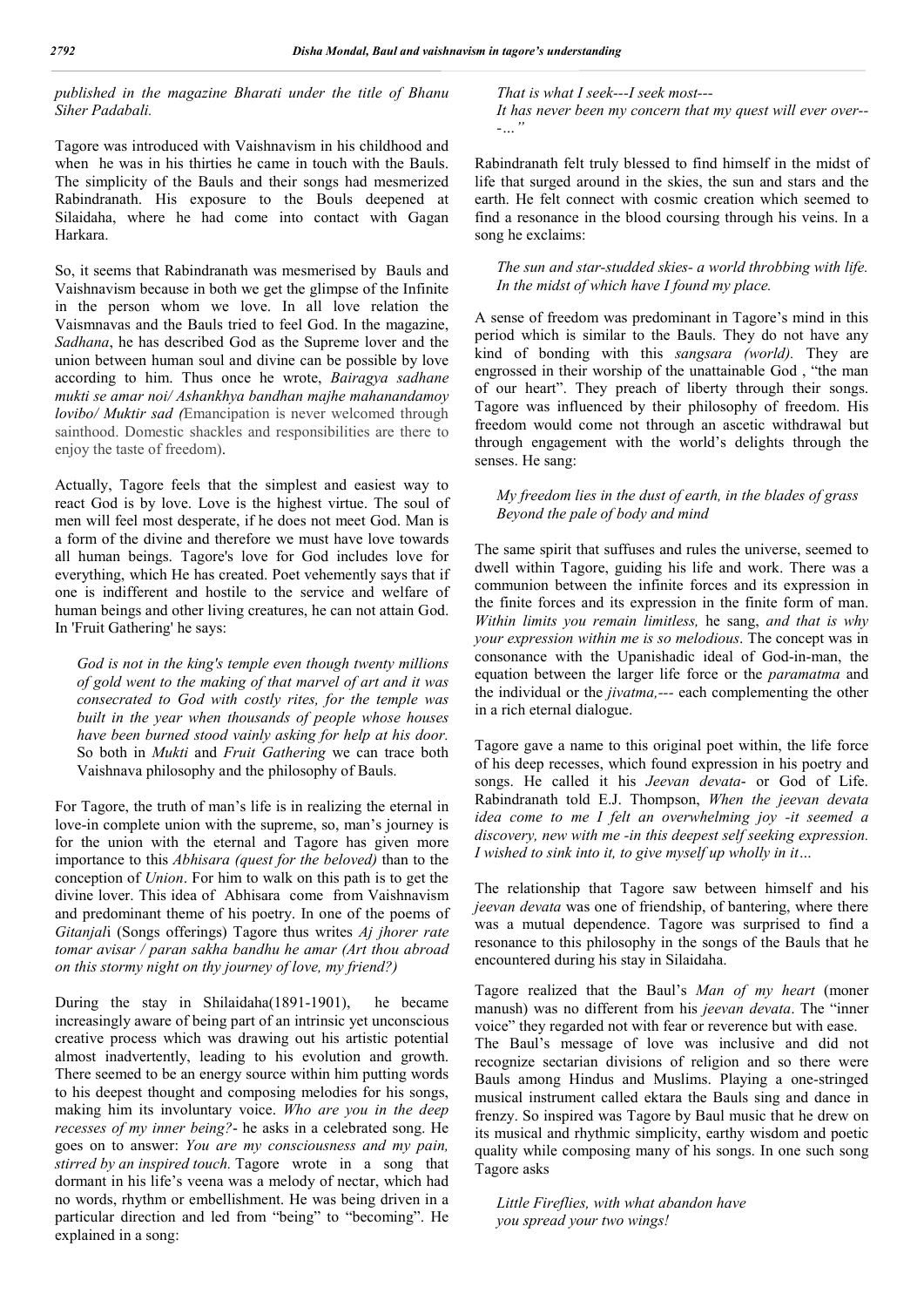*published in the magazine Bharati under the title of Bhanu Siher Padabali.*

Tagore was introduced with Vaishnavism in his childhood and when he was in his thirties he came in touch with the Bauls. The simplicity of the Bauls and their songs had mesmerized Rabindranath. His exposure to the Bouls deepened at Silaidaha, where he had come into contact with Gagan Harkara.

So, it seems that Rabindranath was mesmerised by Bauls and Vaishnavism because in both we get the glimpse of the Infinite in the person whom we love. In all love relation the Vaismnavas and the Bauls tried to feel God. In the magazine, *Sadhana*, he has described God as the Supreme lover and the union between human soul and divine can be possible by love according to him. Thus once he wrote, *Bairagya sadhane mukti se amar noi/ Ashankhya bandhan majhe mahanandamoy lovibo/ Muktir sad (*Emancipation is never welcomed through sainthood. Domestic shackles and responsibilities are there to enjoy the taste of freedom).

Actually, Tagore feels that the simplest and easiest way to react God is by love. Love is the highest virtue. The soul of men will feel most desperate, if he does not meet God. Man is a form of the divine and therefore we must have love towards all human beings. Tagore's love for God includes love for everything, which He has created. Poet vehemently says that if one is indifferent and hostile to the service and welfare of human beings and other living creatures, he can not attain God. In 'Fruit Gathering' he says:

> *God is not in the king's temple even though twenty millions of gold went to the making of that marvel of art and it was consecrated to God with costly rites, for the temple was built in the year when thousands of people whose houses have been burned stood vainly asking for help at his door.* So both in *Mukti* and *Fruit Gathering* we can trace both Vaishnava philosophy and the philosophy of Bauls.

For Tagore, the truth of man's life is in realizing the eternal in love-in complete union with the supreme, so, man's journey is for the union with the eternal and Tagore has given more importance to this *Abhisara (quest for the beloved)* than to the conception of *Union*. For him to walk on this path is to get the divine lover. This idea of Abhisara come from Vaishnavism and predominant theme of his poetry. In one of the poems of *Gitanjal*i (Songs offerings) Tagore thus writes *Aj jhorer rate tomar avisar / paran sakha bandhu he amar (Art thou abroad on this stormy night on thy journey of love, my friend?)*

During the stay in Shilaidaha(1891-1901), he became increasingly aware of being part of an intrinsic yet unconscious creative process which was drawing out his artistic potential almost inadvertently, leading to his evolution and growth. There seemed to be an energy source within him putting words to his deepest thought and composing melodies for his songs, making him its involuntary voice. *Who are you in the deep recesses of my inner being?*- he asks in a celebrated song. He goes on to answer: *You are my consciousness and my pain, stirred by an inspired touch.* Tagore wrote in a song that dormant in his life's veena was a melody of nectar, which had no words, rhythm or embellishment. He was being driven in a particular direction and led from "being" to "becoming". He explained in a song:

> *That is what I seek---I seek most---*
> *It has never been my concern that my quest will ever over---…"*

Rabindranath felt truly blessed to find himself in the midst of life that surged around in the skies, the sun and stars and the earth. He felt connect with cosmic creation which seemed to find a resonance in the blood coursing through his veins. In a song he exclaims:

> *The sun and star-studded skies- a world throbbing with life.*
> *In the midst of which have I found my place.*

A sense of freedom was predominant in Tagore's mind in this period which is similar to the Bauls. They do not have any kind of bonding with this *sangsara (world).* They are engrossed in their worship of the unattainable God , "the man of our heart". They preach of liberty through their songs. Tagore was influenced by their philosophy of freedom. His freedom would come not through an ascetic withdrawal but through engagement with the world's delights through the senses. He sang:

> *My freedom lies in the dust of earth, in the blades of grass*
> *Beyond the pale of body and mind*

The same spirit that suffuses and rules the universe, seemed to dwell within Tagore, guiding his life and work. There was a communion between the infinite forces and its expression in the finite forces and its expression in the finite form of man. *Within limits you remain limitless,* he sang, *and that is why your expression within me is so melodious*. The concept was in consonance with the Upanishadic ideal of God-in-man, the equation between the larger life force or the *paramatma* and the individual or the *jivatma,---* each complementing the other in a rich eternal dialogue.

Tagore gave a name to this original poet within, the life force of his deep recesses, which found expression in his poetry and songs. He called it his *Jeevan devata*- or God of Life. Rabindranath told E.J. Thompson, *When the jeevan devata idea come to me I felt an overwhelming joy -it seemed a discovery, new with me -in this deepest self seeking expression. I wished to sink into it, to give myself up wholly in it…*

The relationship that Tagore saw between himself and his *jeevan devata* was one of friendship, of bantering, where there was a mutual dependence. Tagore was surprised to find a resonance to this philosophy in the songs of the Bauls that he encountered during his stay in Silaidaha.

Tagore realized that the Baul's *Man of my heart* (moner manush) was no different from his *jeevan devata*. The "inner voice" they regarded not with fear or reverence but with ease.

The Baul's message of love was inclusive and did not recognize sectarian divisions of religion and so there were Bauls among Hindus and Muslims. Playing a one-stringed musical instrument called ektara the Bauls sing and dance in frenzy. So inspired was Tagore by Baul music that he drew on its musical and rhythmic simplicity, earthy wisdom and poetic quality while composing many of his songs. In one such song Tagore asks

> *Little Fireflies, with what abandon have*
> *you spread your two wings!*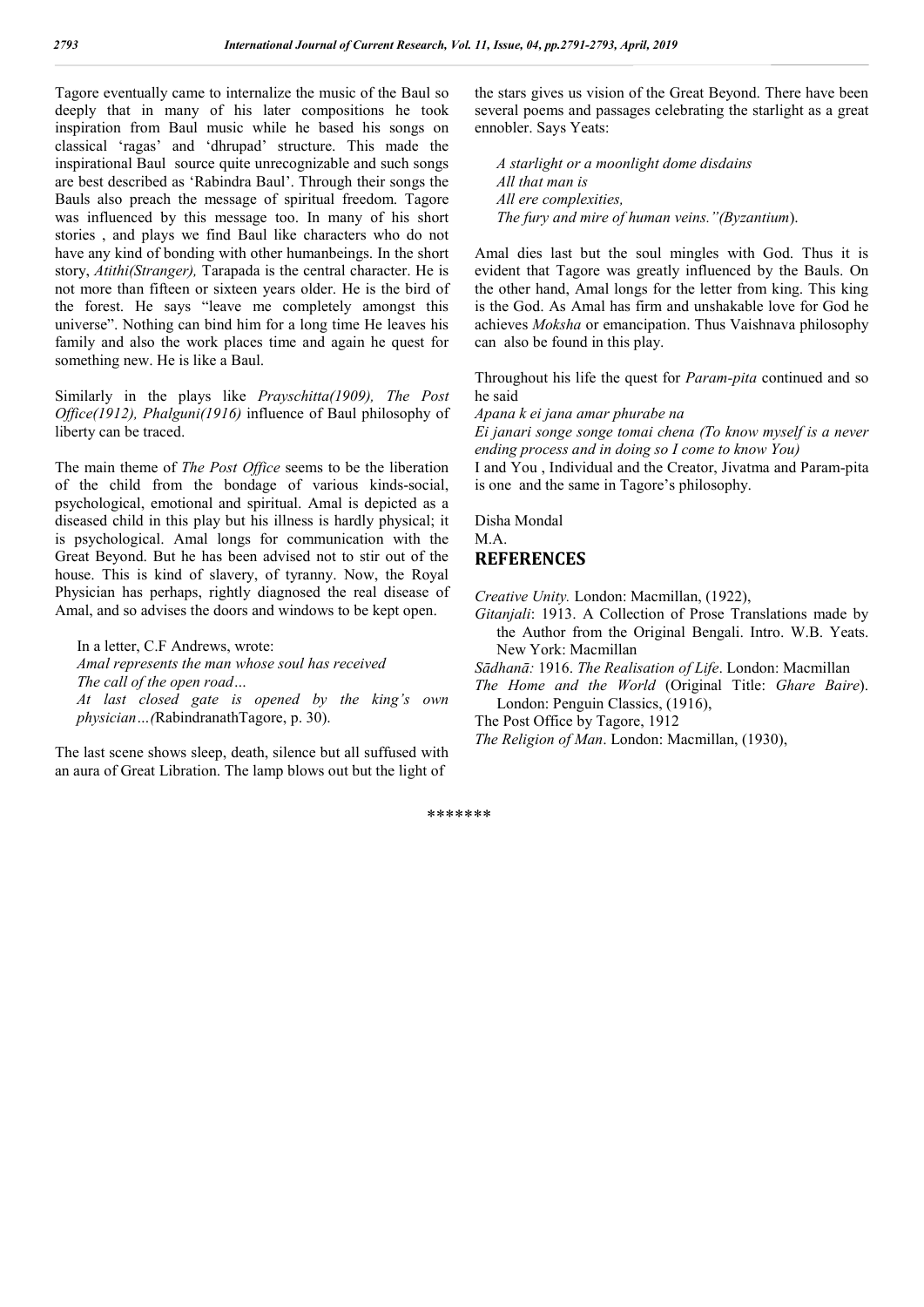Tagore eventually came to internalize the music of the Baul so deeply that in many of his later compositions he took inspiration from Baul music while he based his songs on classical 'ragas' and 'dhrupad' structure. This made the inspirational Baul source quite unrecognizable and such songs are best described as 'Rabindra Baul'. Through their songs the Bauls also preach the message of spiritual freedom. Tagore was influenced by this message too. In many of his short stories , and plays we find Baul like characters who do not have any kind of bonding with other humanbeings. In the short story, *Atithi(Stranger),* Tarapada is the central character. He is not more than fifteen or sixteen years older. He is the bird of the forest. He says "leave me completely amongst this universe". Nothing can bind him for a long time He leaves his family and also the work places time and again he quest for something new. He is like a Baul.

Similarly in the plays like *Prayschitta(1909), The Post Office(1912), Phalguni(1916)* influence of Baul philosophy of liberty can be traced.

The main theme of *The Post Office* seems to be the liberation of the child from the bondage of various kinds-social, psychological, emotional and spiritual. Amal is depicted as a diseased child in this play but his illness is hardly physical; it is psychological. Amal longs for communication with the Great Beyond. But he has been advised not to stir out of the house. This is kind of slavery, of tyranny. Now, the Royal Physician has perhaps, rightly diagnosed the real disease of Amal, and so advises the doors and windows to be kept open.

> In a letter, C.F Andrews, wrote:
> *Amal represents the man whose soul has received*
> *The call of the open road…*
> *At last closed gate is opened by the king's own physician…(*RabindranathTagore, p. 30).

The last scene shows sleep, death, silence but all suffused with an aura of Great Libration. The lamp blows out but the light of the stars gives us vision of the Great Beyond. There have been several poems and passages celebrating the starlight as a great ennobler. Says Yeats:

> *A starlight or a moonlight dome disdains*
> *All that man is*
> *All ere complexities,*
> *The fury and mire of human veins."(Byzantium*).

Amal dies last but the soul mingles with God. Thus it is evident that Tagore was greatly influenced by the Bauls. On the other hand, Amal longs for the letter from king. This king is the God. As Amal has firm and unshakable love for God he achieves *Moksha* or emancipation. Thus Vaishnava philosophy can also be found in this play.

Throughout his life the quest for *Param-pita* continued and so he said

*Apana k ei jana amar phurabe na*

*Ei janari songe songe tomai chena (To know myself is a never ending process and in doing so I come to know You)*

I and You , Individual and the Creator, Jivatma and Param-pita is one and the same in Tagore's philosophy.

Disha Mondal

M.A.

## REFERENCES

*Creative Unity.* London: Macmillan, (1922),

*Gitanjali*: 1913. A Collection of Prose Translations made by the Author from the Original Bengali. Intro. W.B. Yeats. New York: Macmillan

*Sādhanā:* 1916. *The Realisation of Life*. London: Macmillan

*The Home and the World* (Original Title: *Ghare Baire*). London: Penguin Classics, (1916),

The Post Office by Tagore, 1912

*The Religion of Man*. London: Macmillan, (1930),

\*\*\*\*\*\*\*